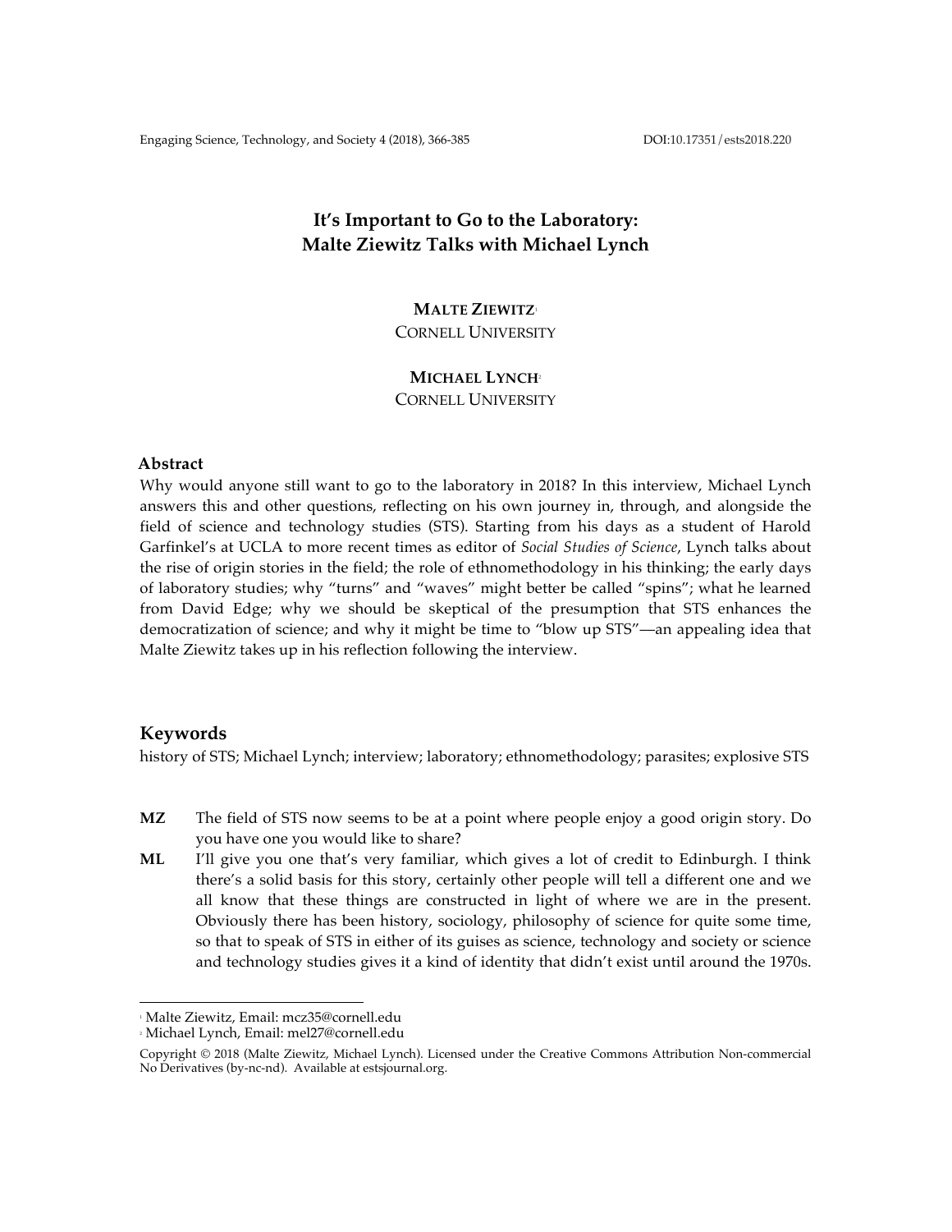# It's Important to Go to the Laboratory: Malte Ziewitz Talks with Michael Lynch

**MALTE ZIEWITZ**[1]
CORNELL UNIVERSITY

**MICHAEL LYNCH**[2]
CORNELL UNIVERSITY

## Abstract

Why would anyone still want to go to the laboratory in 2018? In this interview, Michael Lynch answers this and other questions, reflecting on his own journey in, through, and alongside the field of science and technology studies (STS). Starting from his days as a student of Harold Garfinkel's at UCLA to more recent times as editor of *Social Studies of Science*, Lynch talks about the rise of origin stories in the field; the role of ethnomethodology in his thinking; the early days of laboratory studies; why "turns" and "waves" might better be called "spins"; what he learned from David Edge; why we should be skeptical of the presumption that STS enhances the democratization of science; and why it might be time to "blow up STS"—an appealing idea that Malte Ziewitz takes up in his reflection following the interview.

## Keywords

history of STS; Michael Lynch; interview; laboratory; ethnomethodology; parasites; explosive STS

**MZ** The field of STS now seems to be at a point where people enjoy a good origin story. Do you have one you would like to share?

**ML** I'll give you one that's very familiar, which gives a lot of credit to Edinburgh. I think there's a solid basis for this story, certainly other people will tell a different one and we all know that these things are constructed in light of where we are in the present. Obviously there has been history, sociology, philosophy of science for quite some time, so that to speak of STS in either of its guises as science, technology and society or science and technology studies gives it a kind of identity that didn't exist until around the 1970s.

---

[1] Malte Ziewitz, Email: mcz35@cornell.edu

[2] Michael Lynch, Email: mel27@cornell.edu

Copyright © 2018 (Malte Ziewitz, Michael Lynch). Licensed under the Creative Commons Attribution Non-commercial No Derivatives (by-nc-nd). Available at estsjournal.org.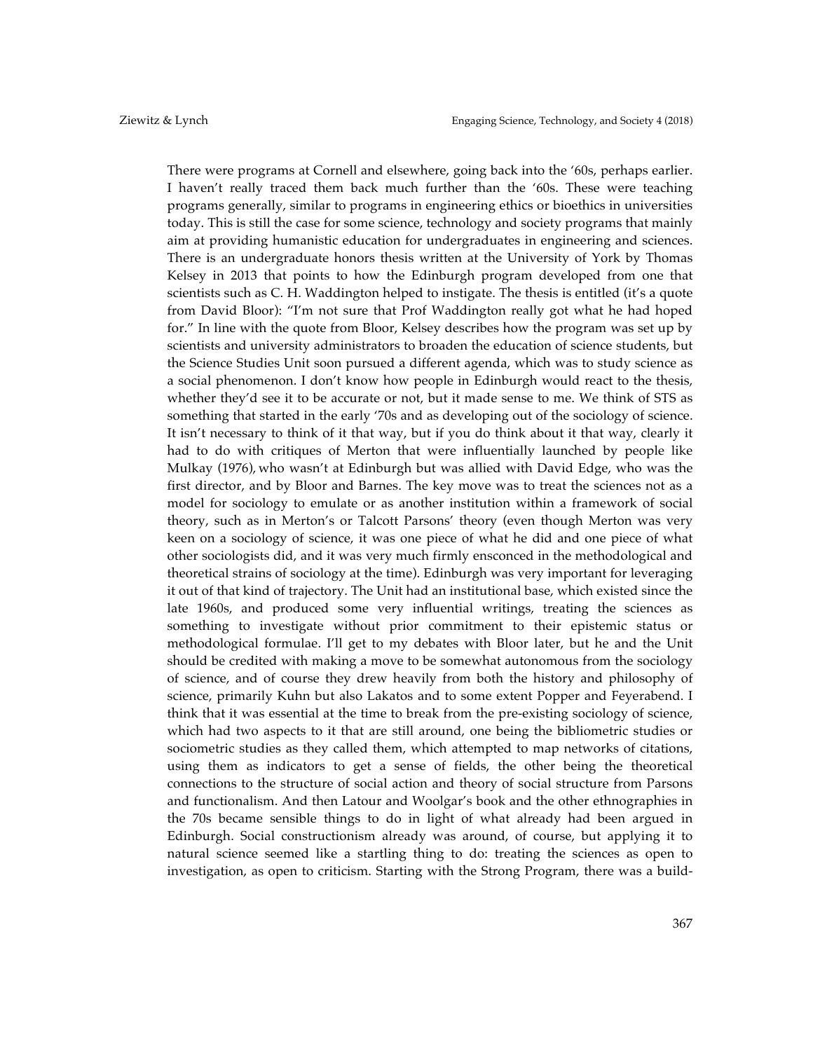There were programs at Cornell and elsewhere, going back into the '60s, perhaps earlier. I haven't really traced them back much further than the '60s. These were teaching programs generally, similar to programs in engineering ethics or bioethics in universities today. This is still the case for some science, technology and society programs that mainly aim at providing humanistic education for undergraduates in engineering and sciences. There is an undergraduate honors thesis written at the University of York by Thomas Kelsey in 2013 that points to how the Edinburgh program developed from one that scientists such as C. H. Waddington helped to instigate. The thesis is entitled (it's a quote from David Bloor): "I'm not sure that Prof Waddington really got what he had hoped for." In line with the quote from Bloor, Kelsey describes how the program was set up by scientists and university administrators to broaden the education of science students, but the Science Studies Unit soon pursued a different agenda, which was to study science as a social phenomenon. I don't know how people in Edinburgh would react to the thesis, whether they'd see it to be accurate or not, but it made sense to me. We think of STS as something that started in the early '70s and as developing out of the sociology of science. It isn't necessary to think of it that way, but if you do think about it that way, clearly it had to do with critiques of Merton that were influentially launched by people like Mulkay (1976), who wasn't at Edinburgh but was allied with David Edge, who was the first director, and by Bloor and Barnes. The key move was to treat the sciences not as a model for sociology to emulate or as another institution within a framework of social theory, such as in Merton's or Talcott Parsons' theory (even though Merton was very keen on a sociology of science, it was one piece of what he did and one piece of what other sociologists did, and it was very much firmly ensconced in the methodological and theoretical strains of sociology at the time). Edinburgh was very important for leveraging it out of that kind of trajectory. The Unit had an institutional base, which existed since the late 1960s, and produced some very influential writings, treating the sciences as something to investigate without prior commitment to their epistemic status or methodological formulae. I'll get to my debates with Bloor later, but he and the Unit should be credited with making a move to be somewhat autonomous from the sociology of science, and of course they drew heavily from both the history and philosophy of science, primarily Kuhn but also Lakatos and to some extent Popper and Feyerabend. I think that it was essential at the time to break from the pre-existing sociology of science, which had two aspects to it that are still around, one being the bibliometric studies or sociometric studies as they called them, which attempted to map networks of citations, using them as indicators to get a sense of fields, the other being the theoretical connections to the structure of social action and theory of social structure from Parsons and functionalism. And then Latour and Woolgar's book and the other ethnographies in the 70s became sensible things to do in light of what already had been argued in Edinburgh. Social constructionism already was around, of course, but applying it to natural science seemed like a startling thing to do: treating the sciences as open to investigation, as open to criticism. Starting with the Strong Program, there was a build-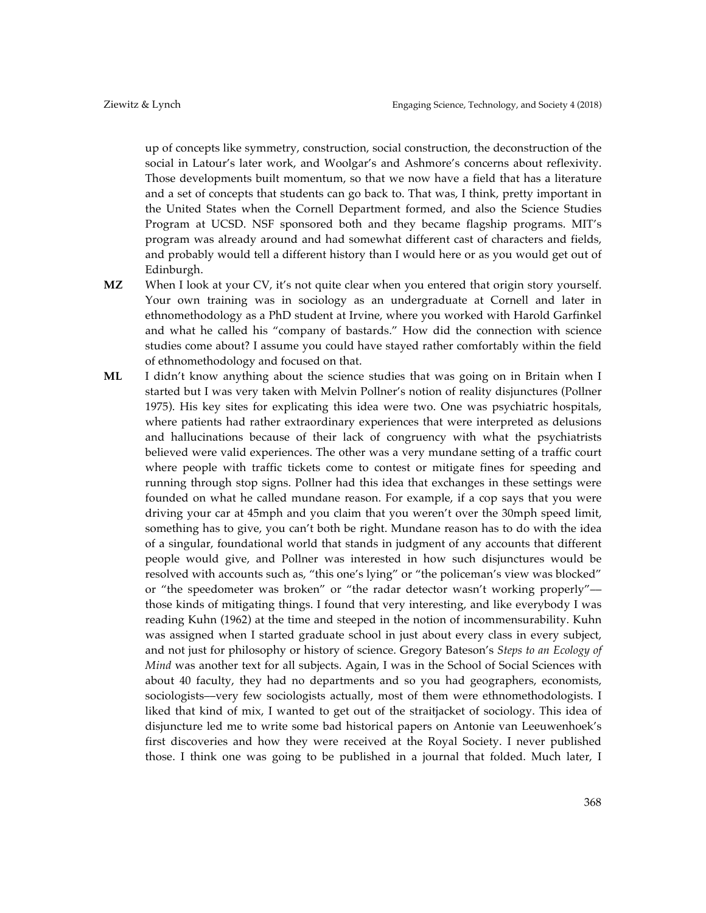up of concepts like symmetry, construction, social construction, the deconstruction of the social in Latour's later work, and Woolgar's and Ashmore's concerns about reflexivity. Those developments built momentum, so that we now have a field that has a literature and a set of concepts that students can go back to. That was, I think, pretty important in the United States when the Cornell Department formed, and also the Science Studies Program at UCSD. NSF sponsored both and they became flagship programs. MIT's program was already around and had somewhat different cast of characters and fields, and probably would tell a different history than I would here or as you would get out of Edinburgh.

**MZ** When I look at your CV, it's not quite clear when you entered that origin story yourself. Your own training was in sociology as an undergraduate at Cornell and later in ethnomethodology as a PhD student at Irvine, where you worked with Harold Garfinkel and what he called his "company of bastards." How did the connection with science studies come about? I assume you could have stayed rather comfortably within the field of ethnomethodology and focused on that.

**ML** I didn't know anything about the science studies that was going on in Britain when I started but I was very taken with Melvin Pollner's notion of reality disjunctures (Pollner 1975). His key sites for explicating this idea were two. One was psychiatric hospitals, where patients had rather extraordinary experiences that were interpreted as delusions and hallucinations because of their lack of congruency with what the psychiatrists believed were valid experiences. The other was a very mundane setting of a traffic court where people with traffic tickets come to contest or mitigate fines for speeding and running through stop signs. Pollner had this idea that exchanges in these settings were founded on what he called mundane reason. For example, if a cop says that you were driving your car at 45mph and you claim that you weren't over the 30mph speed limit, something has to give, you can't both be right. Mundane reason has to do with the idea of a singular, foundational world that stands in judgment of any accounts that different people would give, and Pollner was interested in how such disjunctures would be resolved with accounts such as, "this one's lying" or "the policeman's view was blocked" or "the speedometer was broken" or "the radar detector wasn't working properly"—those kinds of mitigating things. I found that very interesting, and like everybody I was reading Kuhn (1962) at the time and steeped in the notion of incommensurability. Kuhn was assigned when I started graduate school in just about every class in every subject, and not just for philosophy or history of science. Gregory Bateson's *Steps to an Ecology of Mind* was another text for all subjects. Again, I was in the School of Social Sciences with about 40 faculty, they had no departments and so you had geographers, economists, sociologists—very few sociologists actually, most of them were ethnomethodologists. I liked that kind of mix, I wanted to get out of the straitjacket of sociology. This idea of disjuncture led me to write some bad historical papers on Antonie van Leeuwenhoek's first discoveries and how they were received at the Royal Society. I never published those. I think one was going to be published in a journal that folded. Much later, I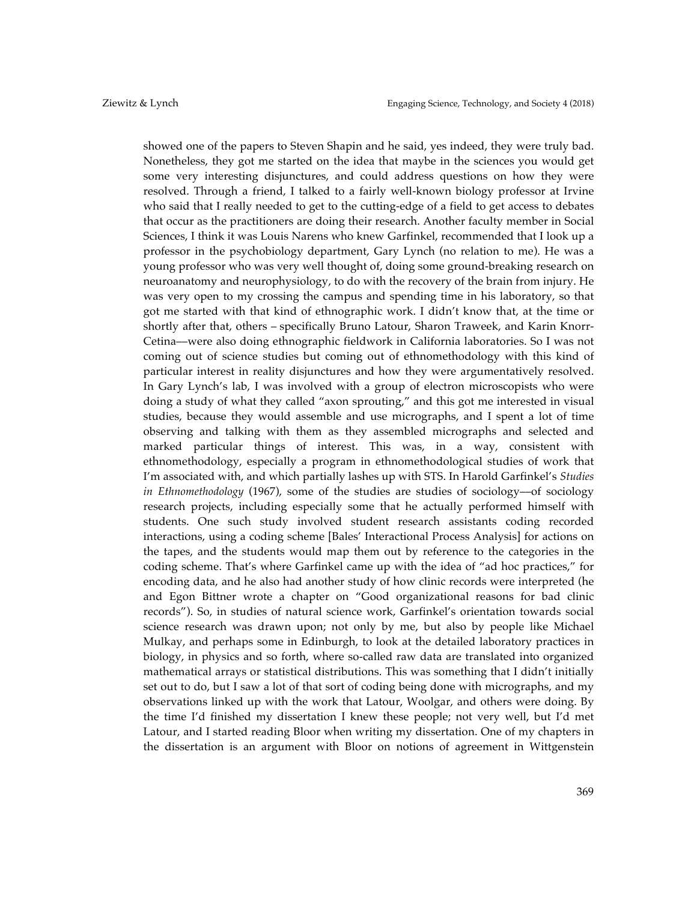showed one of the papers to Steven Shapin and he said, yes indeed, they were truly bad. Nonetheless, they got me started on the idea that maybe in the sciences you would get some very interesting disjunctures, and could address questions on how they were resolved. Through a friend, I talked to a fairly well-known biology professor at Irvine who said that I really needed to get to the cutting-edge of a field to get access to debates that occur as the practitioners are doing their research. Another faculty member in Social Sciences, I think it was Louis Narens who knew Garfinkel, recommended that I look up a professor in the psychobiology department, Gary Lynch (no relation to me). He was a young professor who was very well thought of, doing some ground-breaking research on neuroanatomy and neurophysiology, to do with the recovery of the brain from injury. He was very open to my crossing the campus and spending time in his laboratory, so that got me started with that kind of ethnographic work. I didn't know that, at the time or shortly after that, others – specifically Bruno Latour, Sharon Traweek, and Karin Knorr-Cetina—were also doing ethnographic fieldwork in California laboratories. So I was not coming out of science studies but coming out of ethnomethodology with this kind of particular interest in reality disjunctures and how they were argumentatively resolved. In Gary Lynch's lab, I was involved with a group of electron microscopists who were doing a study of what they called "axon sprouting," and this got me interested in visual studies, because they would assemble and use micrographs, and I spent a lot of time observing and talking with them as they assembled micrographs and selected and marked particular things of interest. This was, in a way, consistent with ethnomethodology, especially a program in ethnomethodological studies of work that I'm associated with, and which partially lashes up with STS. In Harold Garfinkel's *Studies in Ethnomethodology* (1967), some of the studies are studies of sociology—of sociology research projects, including especially some that he actually performed himself with students. One such study involved student research assistants coding recorded interactions, using a coding scheme [Bales' Interactional Process Analysis] for actions on the tapes, and the students would map them out by reference to the categories in the coding scheme. That's where Garfinkel came up with the idea of "ad hoc practices," for encoding data, and he also had another study of how clinic records were interpreted (he and Egon Bittner wrote a chapter on "Good organizational reasons for bad clinic records"). So, in studies of natural science work, Garfinkel's orientation towards social science research was drawn upon; not only by me, but also by people like Michael Mulkay, and perhaps some in Edinburgh, to look at the detailed laboratory practices in biology, in physics and so forth, where so-called raw data are translated into organized mathematical arrays or statistical distributions. This was something that I didn't initially set out to do, but I saw a lot of that sort of coding being done with micrographs, and my observations linked up with the work that Latour, Woolgar, and others were doing. By the time I'd finished my dissertation I knew these people; not very well, but I'd met Latour, and I started reading Bloor when writing my dissertation. One of my chapters in the dissertation is an argument with Bloor on notions of agreement in Wittgenstein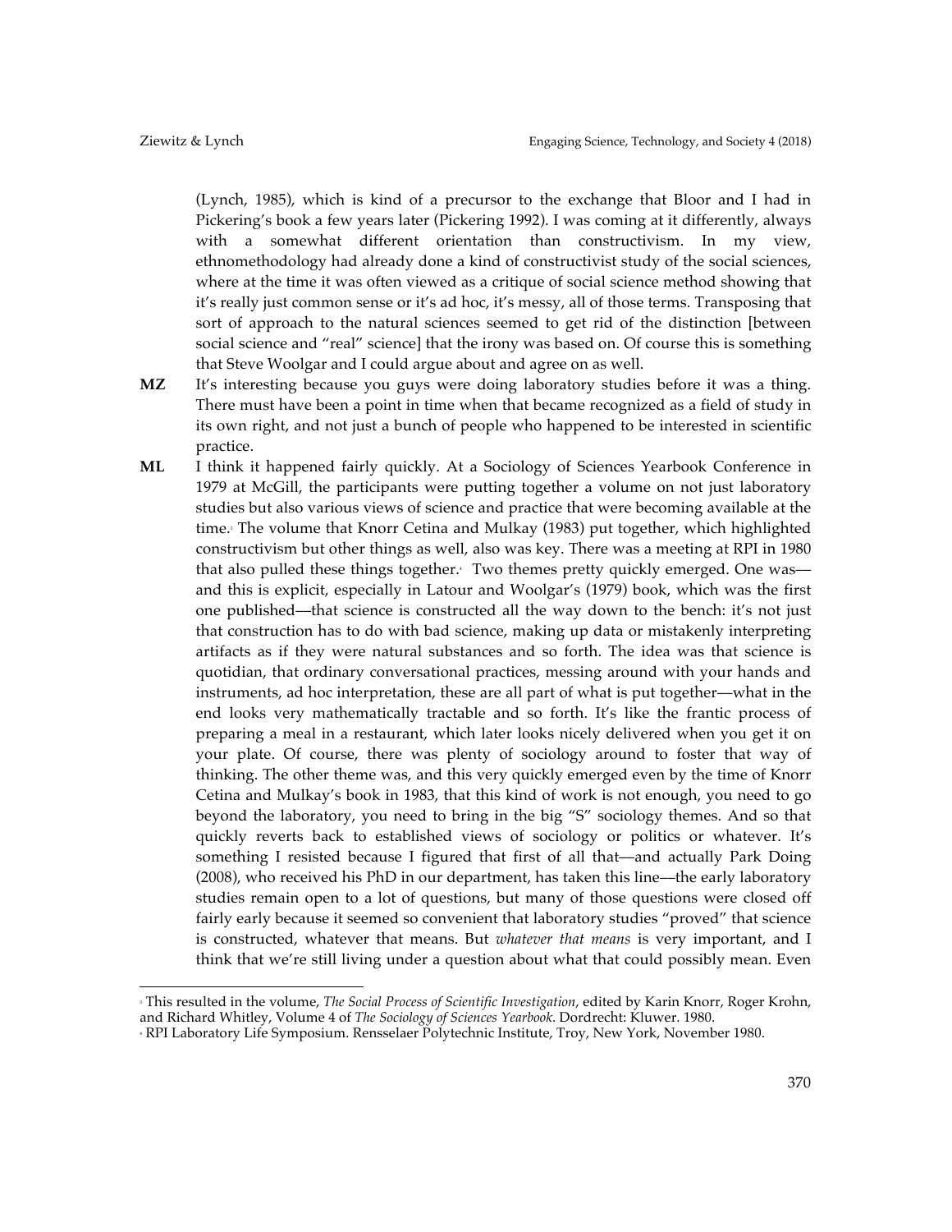(Lynch, 1985), which is kind of a precursor to the exchange that Bloor and I had in Pickering's book a few years later (Pickering 1992). I was coming at it differently, always with a somewhat different orientation than constructivism. In my view, ethnomethodology had already done a kind of constructivist study of the social sciences, where at the time it was often viewed as a critique of social science method showing that it's really just common sense or it's ad hoc, it's messy, all of those terms. Transposing that sort of approach to the natural sciences seemed to get rid of the distinction [between social science and "real" science] that the irony was based on. Of course this is something that Steve Woolgar and I could argue about and agree on as well.

**MZ** It's interesting because you guys were doing laboratory studies before it was a thing. There must have been a point in time when that became recognized as a field of study in its own right, and not just a bunch of people who happened to be interested in scientific practice.

**ML** I think it happened fairly quickly. At a Sociology of Sciences Yearbook Conference in 1979 at McGill, the participants were putting together a volume on not just laboratory studies but also various views of science and practice that were becoming available at the time.[3] The volume that Knorr Cetina and Mulkay (1983) put together, which highlighted constructivism but other things as well, also was key. There was a meeting at RPI in 1980 that also pulled these things together.[4] Two themes pretty quickly emerged. One was—and this is explicit, especially in Latour and Woolgar's (1979) book, which was the first one published—that science is constructed all the way down to the bench: it's not just that construction has to do with bad science, making up data or mistakenly interpreting artifacts as if they were natural substances and so forth. The idea was that science is quotidian, that ordinary conversational practices, messing around with your hands and instruments, ad hoc interpretation, these are all part of what is put together—what in the end looks very mathematically tractable and so forth. It's like the frantic process of preparing a meal in a restaurant, which later looks nicely delivered when you get it on your plate. Of course, there was plenty of sociology around to foster that way of thinking. The other theme was, and this very quickly emerged even by the time of Knorr Cetina and Mulkay's book in 1983, that this kind of work is not enough, you need to go beyond the laboratory, you need to bring in the big "S" sociology themes. And so that quickly reverts back to established views of sociology or politics or whatever. It's something I resisted because I figured that first of all that—and actually Park Doing (2008), who received his PhD in our department, has taken this line—the early laboratory studies remain open to a lot of questions, but many of those questions were closed off fairly early because it seemed so convenient that laboratory studies "proved" that science is constructed, whatever that means. But *whatever that means* is very important, and I think that we're still living under a question about what that could possibly mean. Even

[3] This resulted in the volume, *The Social Process of Scientific Investigation*, edited by Karin Knorr, Roger Krohn, and Richard Whitley, Volume 4 of *The Sociology of Sciences Yearbook*. Dordrecht: Kluwer. 1980.

[4] RPI Laboratory Life Symposium. Rensselaer Polytechnic Institute, Troy, New York, November 1980.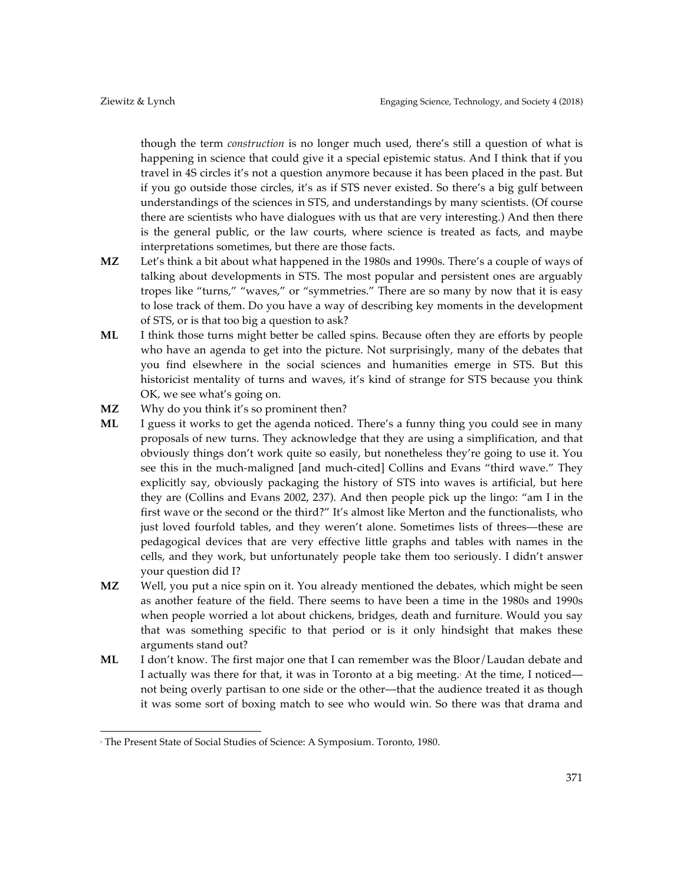though the term *construction* is no longer much used, there's still a question of what is happening in science that could give it a special epistemic status. And I think that if you travel in 4S circles it's not a question anymore because it has been placed in the past. But if you go outside those circles, it's as if STS never existed. So there's a big gulf between understandings of the sciences in STS, and understandings by many scientists. (Of course there are scientists who have dialogues with us that are very interesting.) And then there is the general public, or the law courts, where science is treated as facts, and maybe interpretations sometimes, but there are those facts.

**MZ** Let's think a bit about what happened in the 1980s and 1990s. There's a couple of ways of talking about developments in STS. The most popular and persistent ones are arguably tropes like "turns," "waves," or "symmetries." There are so many by now that it is easy to lose track of them. Do you have a way of describing key moments in the development of STS, or is that too big a question to ask?

**ML** I think those turns might better be called spins. Because often they are efforts by people who have an agenda to get into the picture. Not surprisingly, many of the debates that you find elsewhere in the social sciences and humanities emerge in STS. But this historicist mentality of turns and waves, it's kind of strange for STS because you think OK, we see what's going on.

**MZ** Why do you think it's so prominent then?

**ML** I guess it works to get the agenda noticed. There's a funny thing you could see in many proposals of new turns. They acknowledge that they are using a simplification, and that obviously things don't work quite so easily, but nonetheless they're going to use it. You see this in the much-maligned [and much-cited] Collins and Evans "third wave." They explicitly say, obviously packaging the history of STS into waves is artificial, but here they are (Collins and Evans 2002, 237). And then people pick up the lingo: "am I in the first wave or the second or the third?" It's almost like Merton and the functionalists, who just loved fourfold tables, and they weren't alone. Sometimes lists of threes—these are pedagogical devices that are very effective little graphs and tables with names in the cells, and they work, but unfortunately people take them too seriously. I didn't answer your question did I?

**MZ** Well, you put a nice spin on it. You already mentioned the debates, which might be seen as another feature of the field. There seems to have been a time in the 1980s and 1990s when people worried a lot about chickens, bridges, death and furniture. Would you say that was something specific to that period or is it only hindsight that makes these arguments stand out?

**ML** I don't know. The first major one that I can remember was the Bloor/Laudan debate and I actually was there for that, it was in Toronto at a big meeting.[5] At the time, I noticed—not being overly partisan to one side or the other—that the audience treated it as though it was some sort of boxing match to see who would win. So there was that drama and

[5] The Present State of Social Studies of Science: A Symposium. Toronto, 1980.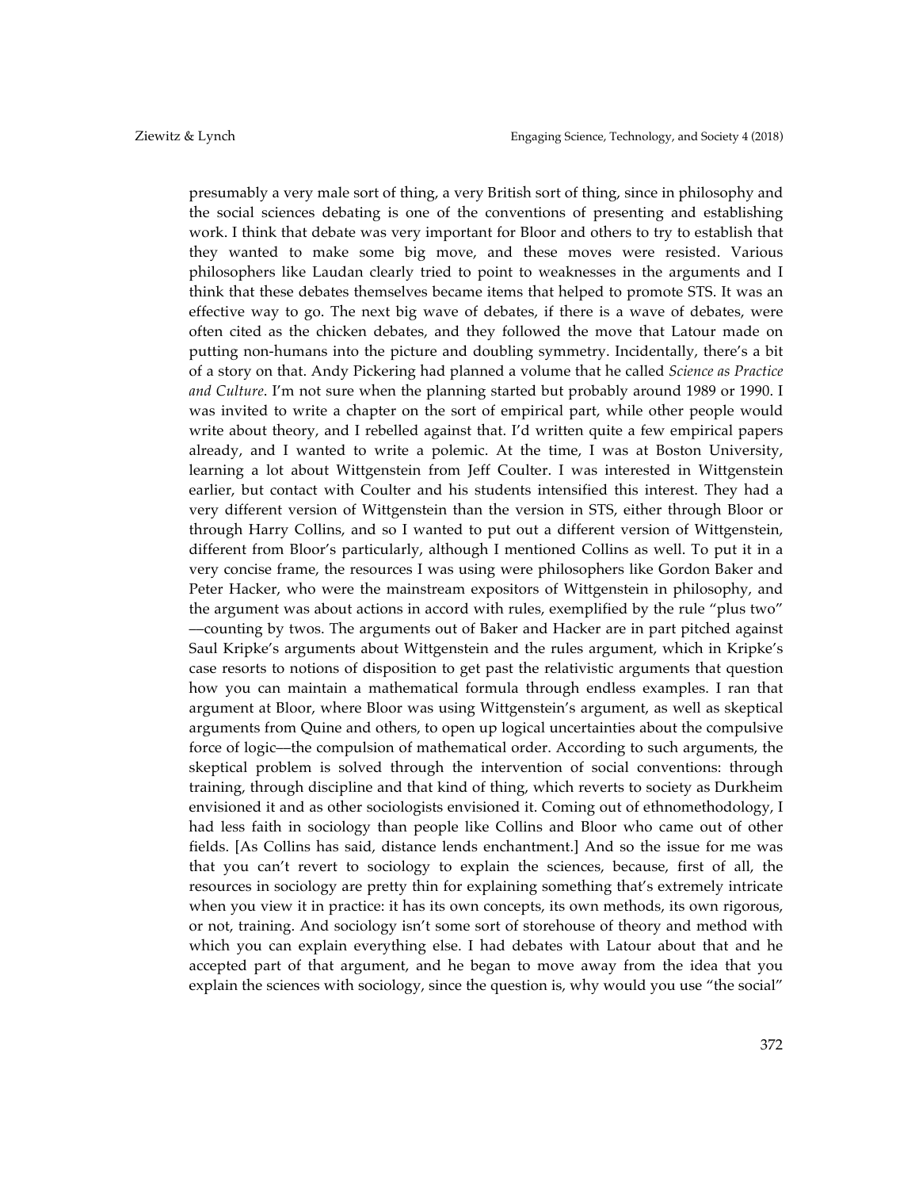presumably a very male sort of thing, a very British sort of thing, since in philosophy and the social sciences debating is one of the conventions of presenting and establishing work. I think that debate was very important for Bloor and others to try to establish that they wanted to make some big move, and these moves were resisted. Various philosophers like Laudan clearly tried to point to weaknesses in the arguments and I think that these debates themselves became items that helped to promote STS. It was an effective way to go. The next big wave of debates, if there is a wave of debates, were often cited as the chicken debates, and they followed the move that Latour made on putting non-humans into the picture and doubling symmetry. Incidentally, there's a bit of a story on that. Andy Pickering had planned a volume that he called *Science as Practice and Culture*. I'm not sure when the planning started but probably around 1989 or 1990. I was invited to write a chapter on the sort of empirical part, while other people would write about theory, and I rebelled against that. I'd written quite a few empirical papers already, and I wanted to write a polemic. At the time, I was at Boston University, learning a lot about Wittgenstein from Jeff Coulter. I was interested in Wittgenstein earlier, but contact with Coulter and his students intensified this interest. They had a very different version of Wittgenstein than the version in STS, either through Bloor or through Harry Collins, and so I wanted to put out a different version of Wittgenstein, different from Bloor's particularly, although I mentioned Collins as well. To put it in a very concise frame, the resources I was using were philosophers like Gordon Baker and Peter Hacker, who were the mainstream expositors of Wittgenstein in philosophy, and the argument was about actions in accord with rules, exemplified by the rule "plus two" —counting by twos. The arguments out of Baker and Hacker are in part pitched against Saul Kripke's arguments about Wittgenstein and the rules argument, which in Kripke's case resorts to notions of disposition to get past the relativistic arguments that question how you can maintain a mathematical formula through endless examples. I ran that argument at Bloor, where Bloor was using Wittgenstein's argument, as well as skeptical arguments from Quine and others, to open up logical uncertainties about the compulsive force of logic—the compulsion of mathematical order. According to such arguments, the skeptical problem is solved through the intervention of social conventions: through training, through discipline and that kind of thing, which reverts to society as Durkheim envisioned it and as other sociologists envisioned it. Coming out of ethnomethodology, I had less faith in sociology than people like Collins and Bloor who came out of other fields. [As Collins has said, distance lends enchantment.] And so the issue for me was that you can't revert to sociology to explain the sciences, because, first of all, the resources in sociology are pretty thin for explaining something that's extremely intricate when you view it in practice: it has its own concepts, its own methods, its own rigorous, or not, training. And sociology isn't some sort of storehouse of theory and method with which you can explain everything else. I had debates with Latour about that and he accepted part of that argument, and he began to move away from the idea that you explain the sciences with sociology, since the question is, why would you use "the social"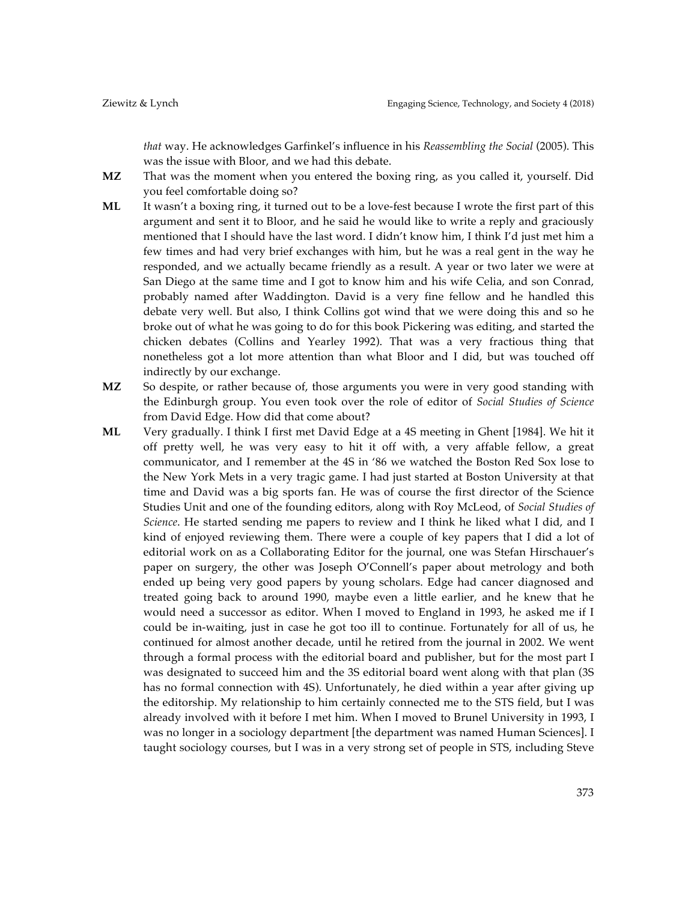*that* way. He acknowledges Garfinkel's influence in his *Reassembling the Social* (2005). This was the issue with Bloor, and we had this debate.

**MZ** That was the moment when you entered the boxing ring, as you called it, yourself. Did you feel comfortable doing so?

**ML** It wasn't a boxing ring, it turned out to be a love-fest because I wrote the first part of this argument and sent it to Bloor, and he said he would like to write a reply and graciously mentioned that I should have the last word. I didn't know him, I think I'd just met him a few times and had very brief exchanges with him, but he was a real gent in the way he responded, and we actually became friendly as a result. A year or two later we were at San Diego at the same time and I got to know him and his wife Celia, and son Conrad, probably named after Waddington. David is a very fine fellow and he handled this debate very well. But also, I think Collins got wind that we were doing this and so he broke out of what he was going to do for this book Pickering was editing, and started the chicken debates (Collins and Yearley 1992). That was a very fractious thing that nonetheless got a lot more attention than what Bloor and I did, but was touched off indirectly by our exchange.

**MZ** So despite, or rather because of, those arguments you were in very good standing with the Edinburgh group. You even took over the role of editor of *Social Studies of Science* from David Edge. How did that come about?

**ML** Very gradually. I think I first met David Edge at a 4S meeting in Ghent [1984]. We hit it off pretty well, he was very easy to hit it off with, a very affable fellow, a great communicator, and I remember at the 4S in '86 we watched the Boston Red Sox lose to the New York Mets in a very tragic game. I had just started at Boston University at that time and David was a big sports fan. He was of course the first director of the Science Studies Unit and one of the founding editors, along with Roy McLeod, of *Social Studies of Science*. He started sending me papers to review and I think he liked what I did, and I kind of enjoyed reviewing them. There were a couple of key papers that I did a lot of editorial work on as a Collaborating Editor for the journal, one was Stefan Hirschauer's paper on surgery, the other was Joseph O'Connell's paper about metrology and both ended up being very good papers by young scholars. Edge had cancer diagnosed and treated going back to around 1990, maybe even a little earlier, and he knew that he would need a successor as editor. When I moved to England in 1993, he asked me if I could be in-waiting, just in case he got too ill to continue. Fortunately for all of us, he continued for almost another decade, until he retired from the journal in 2002. We went through a formal process with the editorial board and publisher, but for the most part I was designated to succeed him and the 3S editorial board went along with that plan (3S has no formal connection with 4S). Unfortunately, he died within a year after giving up the editorship. My relationship to him certainly connected me to the STS field, but I was already involved with it before I met him. When I moved to Brunel University in 1993, I was no longer in a sociology department [the department was named Human Sciences]. I taught sociology courses, but I was in a very strong set of people in STS, including Steve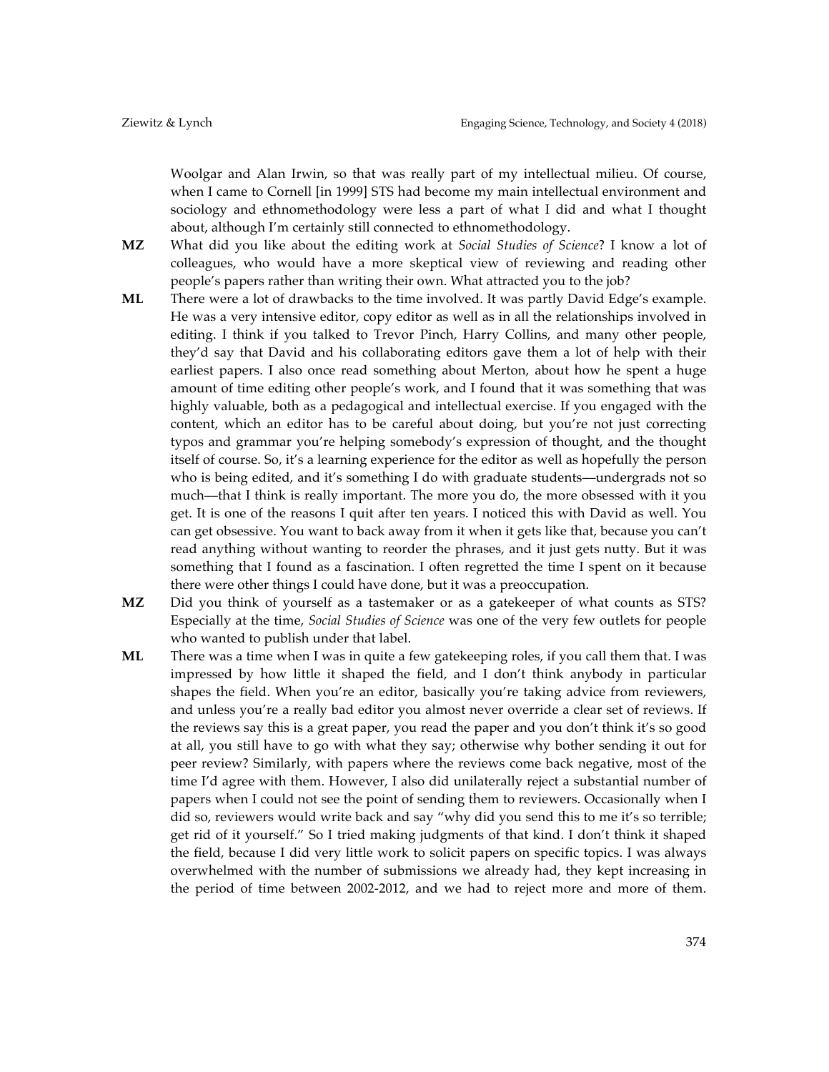Woolgar and Alan Irwin, so that was really part of my intellectual milieu. Of course, when I came to Cornell [in 1999] STS had become my main intellectual environment and sociology and ethnomethodology were less a part of what I did and what I thought about, although I'm certainly still connected to ethnomethodology.

**MZ** What did you like about the editing work at *Social Studies of Science*? I know a lot of colleagues, who would have a more skeptical view of reviewing and reading other people's papers rather than writing their own. What attracted you to the job?

**ML** There were a lot of drawbacks to the time involved. It was partly David Edge's example. He was a very intensive editor, copy editor as well as in all the relationships involved in editing. I think if you talked to Trevor Pinch, Harry Collins, and many other people, they'd say that David and his collaborating editors gave them a lot of help with their earliest papers. I also once read something about Merton, about how he spent a huge amount of time editing other people's work, and I found that it was something that was highly valuable, both as a pedagogical and intellectual exercise. If you engaged with the content, which an editor has to be careful about doing, but you're not just correcting typos and grammar you're helping somebody's expression of thought, and the thought itself of course. So, it's a learning experience for the editor as well as hopefully the person who is being edited, and it's something I do with graduate students—undergrads not so much—that I think is really important. The more you do, the more obsessed with it you get. It is one of the reasons I quit after ten years. I noticed this with David as well. You can get obsessive. You want to back away from it when it gets like that, because you can't read anything without wanting to reorder the phrases, and it just gets nutty. But it was something that I found as a fascination. I often regretted the time I spent on it because there were other things I could have done, but it was a preoccupation.

**MZ** Did you think of yourself as a tastemaker or as a gatekeeper of what counts as STS? Especially at the time, *Social Studies of Science* was one of the very few outlets for people who wanted to publish under that label.

**ML** There was a time when I was in quite a few gatekeeping roles, if you call them that. I was impressed by how little it shaped the field, and I don't think anybody in particular shapes the field. When you're an editor, basically you're taking advice from reviewers, and unless you're a really bad editor you almost never override a clear set of reviews. If the reviews say this is a great paper, you read the paper and you don't think it's so good at all, you still have to go with what they say; otherwise why bother sending it out for peer review? Similarly, with papers where the reviews come back negative, most of the time I'd agree with them. However, I also did unilaterally reject a substantial number of papers when I could not see the point of sending them to reviewers. Occasionally when I did so, reviewers would write back and say "why did you send this to me it's so terrible; get rid of it yourself." So I tried making judgments of that kind. I don't think it shaped the field, because I did very little work to solicit papers on specific topics. I was always overwhelmed with the number of submissions we already had, they kept increasing in the period of time between 2002-2012, and we had to reject more and more of them.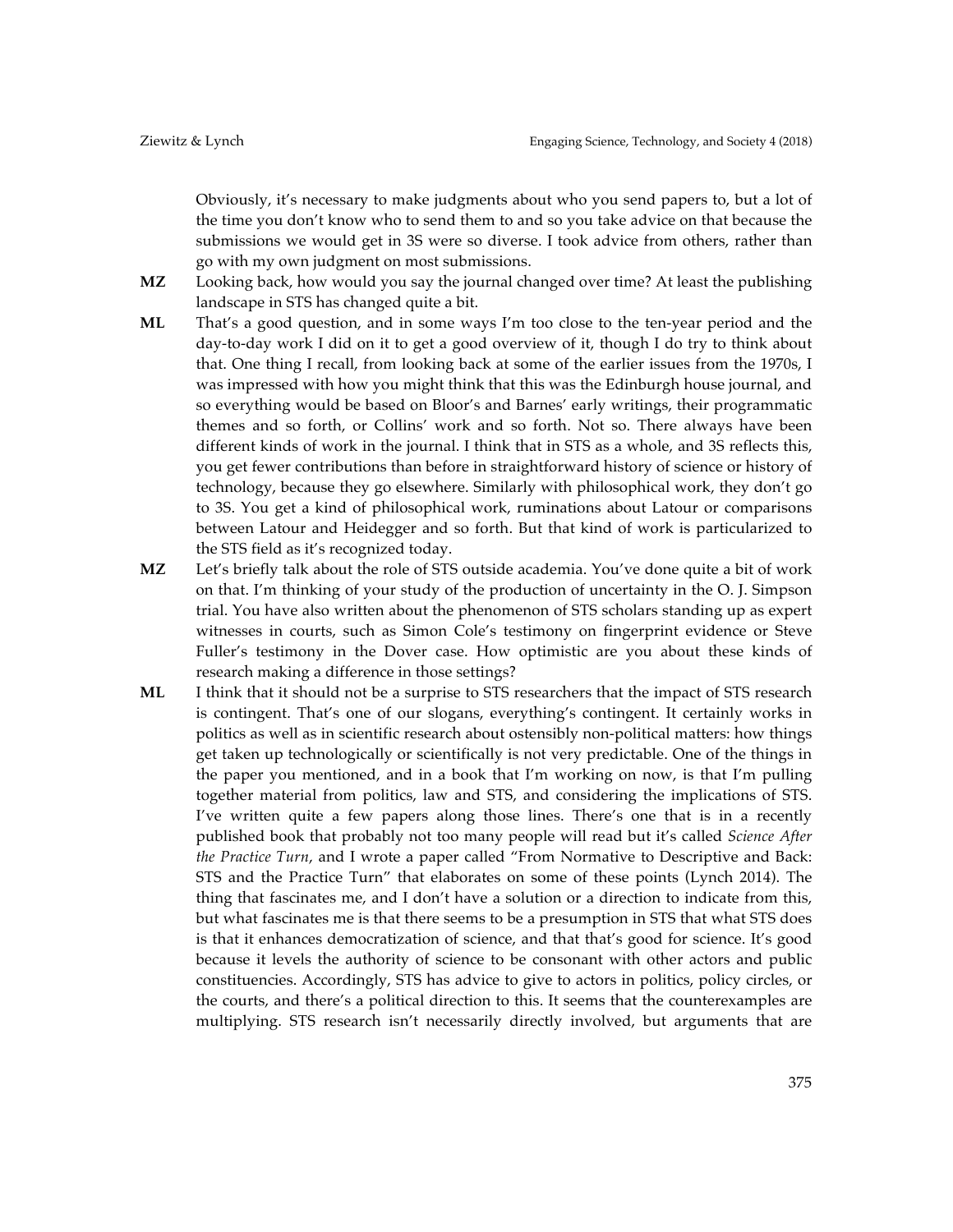Obviously, it's necessary to make judgments about who you send papers to, but a lot of the time you don't know who to send them to and so you take advice on that because the submissions we would get in 3S were so diverse. I took advice from others, rather than go with my own judgment on most submissions.

**MZ** Looking back, how would you say the journal changed over time? At least the publishing landscape in STS has changed quite a bit.

**ML** That's a good question, and in some ways I'm too close to the ten-year period and the day-to-day work I did on it to get a good overview of it, though I do try to think about that. One thing I recall, from looking back at some of the earlier issues from the 1970s, I was impressed with how you might think that this was the Edinburgh house journal, and so everything would be based on Bloor's and Barnes' early writings, their programmatic themes and so forth, or Collins' work and so forth. Not so. There always have been different kinds of work in the journal. I think that in STS as a whole, and 3S reflects this, you get fewer contributions than before in straightforward history of science or history of technology, because they go elsewhere. Similarly with philosophical work, they don't go to 3S. You get a kind of philosophical work, ruminations about Latour or comparisons between Latour and Heidegger and so forth. But that kind of work is particularized to the STS field as it's recognized today.

**MZ** Let's briefly talk about the role of STS outside academia. You've done quite a bit of work on that. I'm thinking of your study of the production of uncertainty in the O. J. Simpson trial. You have also written about the phenomenon of STS scholars standing up as expert witnesses in courts, such as Simon Cole's testimony on fingerprint evidence or Steve Fuller's testimony in the Dover case. How optimistic are you about these kinds of research making a difference in those settings?

**ML** I think that it should not be a surprise to STS researchers that the impact of STS research is contingent. That's one of our slogans, everything's contingent. It certainly works in politics as well as in scientific research about ostensibly non-political matters: how things get taken up technologically or scientifically is not very predictable. One of the things in the paper you mentioned, and in a book that I'm working on now, is that I'm pulling together material from politics, law and STS, and considering the implications of STS. I've written quite a few papers along those lines. There's one that is in a recently published book that probably not too many people will read but it's called *Science After the Practice Turn*, and I wrote a paper called "From Normative to Descriptive and Back: STS and the Practice Turn" that elaborates on some of these points (Lynch 2014). The thing that fascinates me, and I don't have a solution or a direction to indicate from this, but what fascinates me is that there seems to be a presumption in STS that what STS does is that it enhances democratization of science, and that that's good for science. It's good because it levels the authority of science to be consonant with other actors and public constituencies. Accordingly, STS has advice to give to actors in politics, policy circles, or the courts, and there's a political direction to this. It seems that the counterexamples are multiplying. STS research isn't necessarily directly involved, but arguments that are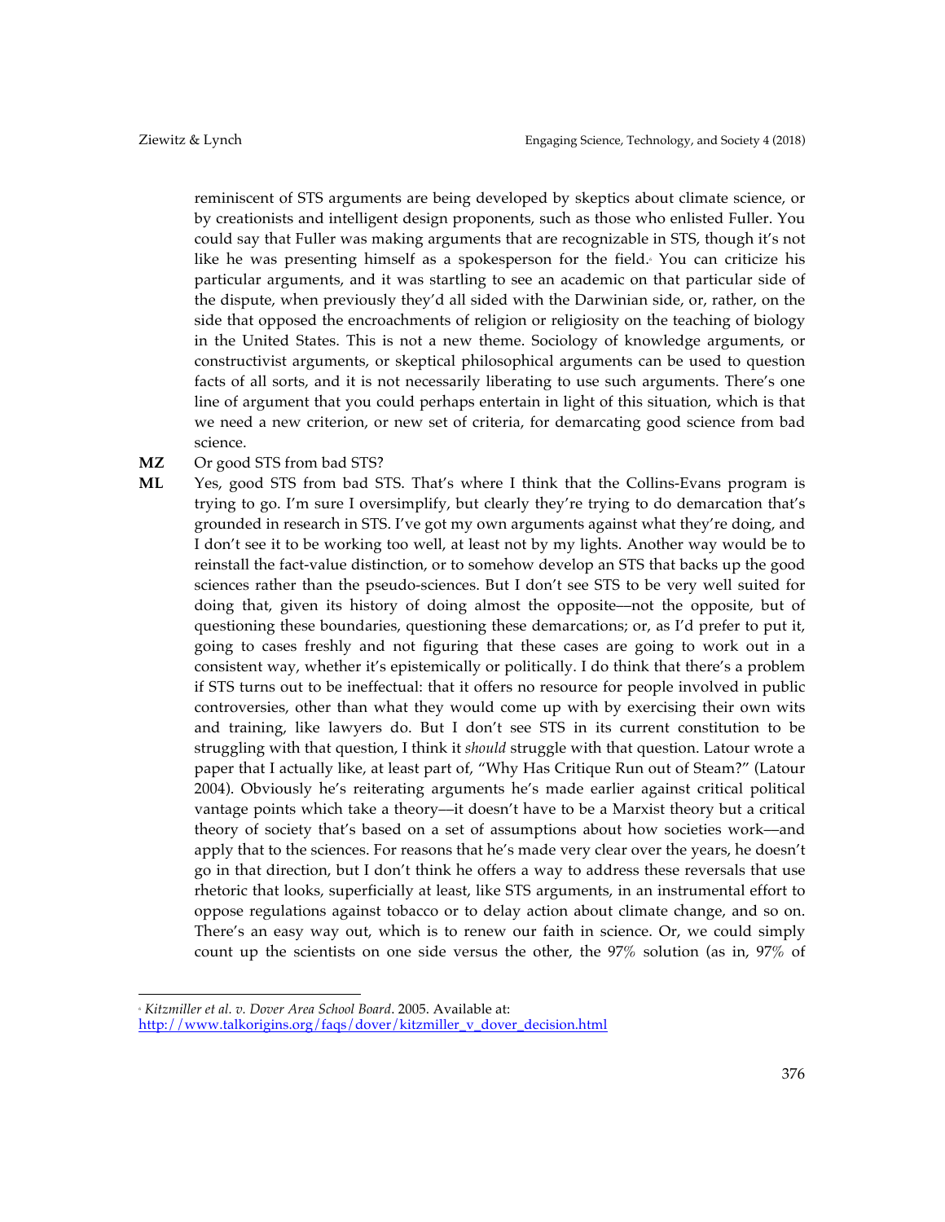reminiscent of STS arguments are being developed by skeptics about climate science, or by creationists and intelligent design proponents, such as those who enlisted Fuller. You could say that Fuller was making arguments that are recognizable in STS, though it's not like he was presenting himself as a spokesperson for the field.[a] You can criticize his particular arguments, and it was startling to see an academic on that particular side of the dispute, when previously they'd all sided with the Darwinian side, or, rather, on the side that opposed the encroachments of religion or religiosity on the teaching of biology in the United States. This is not a new theme. Sociology of knowledge arguments, or constructivist arguments, or skeptical philosophical arguments can be used to question facts of all sorts, and it is not necessarily liberating to use such arguments. There's one line of argument that you could perhaps entertain in light of this situation, which is that we need a new criterion, or new set of criteria, for demarcating good science from bad science.

**MZ** Or good STS from bad STS?

**ML** Yes, good STS from bad STS. That's where I think that the Collins-Evans program is trying to go. I'm sure I oversimplify, but clearly they're trying to do demarcation that's grounded in research in STS. I've got my own arguments against what they're doing, and I don't see it to be working too well, at least not by my lights. Another way would be to reinstall the fact-value distinction, or to somehow develop an STS that backs up the good sciences rather than the pseudo-sciences. But I don't see STS to be very well suited for doing that, given its history of doing almost the opposite—not the opposite, but of questioning these boundaries, questioning these demarcations; or, as I'd prefer to put it, going to cases freshly and not figuring that these cases are going to work out in a consistent way, whether it's epistemically or politically. I do think that there's a problem if STS turns out to be ineffectual: that it offers no resource for people involved in public controversies, other than what they would come up with by exercising their own wits and training, like lawyers do. But I don't see STS in its current constitution to be struggling with that question, I think it *should* struggle with that question. Latour wrote a paper that I actually like, at least part of, "Why Has Critique Run out of Steam?" (Latour 2004). Obviously he's reiterating arguments he's made earlier against critical political vantage points which take a theory—it doesn't have to be a Marxist theory but a critical theory of society that's based on a set of assumptions about how societies work—and apply that to the sciences. For reasons that he's made very clear over the years, he doesn't go in that direction, but I don't think he offers a way to address these reversals that use rhetoric that looks, superficially at least, like STS arguments, in an instrumental effort to oppose regulations against tobacco or to delay action about climate change, and so on. There's an easy way out, which is to renew our faith in science. Or, we could simply count up the scientists on one side versus the other, the 97% solution (as in, 97% of

---

[a] *Kitzmiller et al. v. Dover Area School Board*. 2005. Available at: http://www.talkorigins.org/faqs/dover/kitzmiller_v_dover_decision.html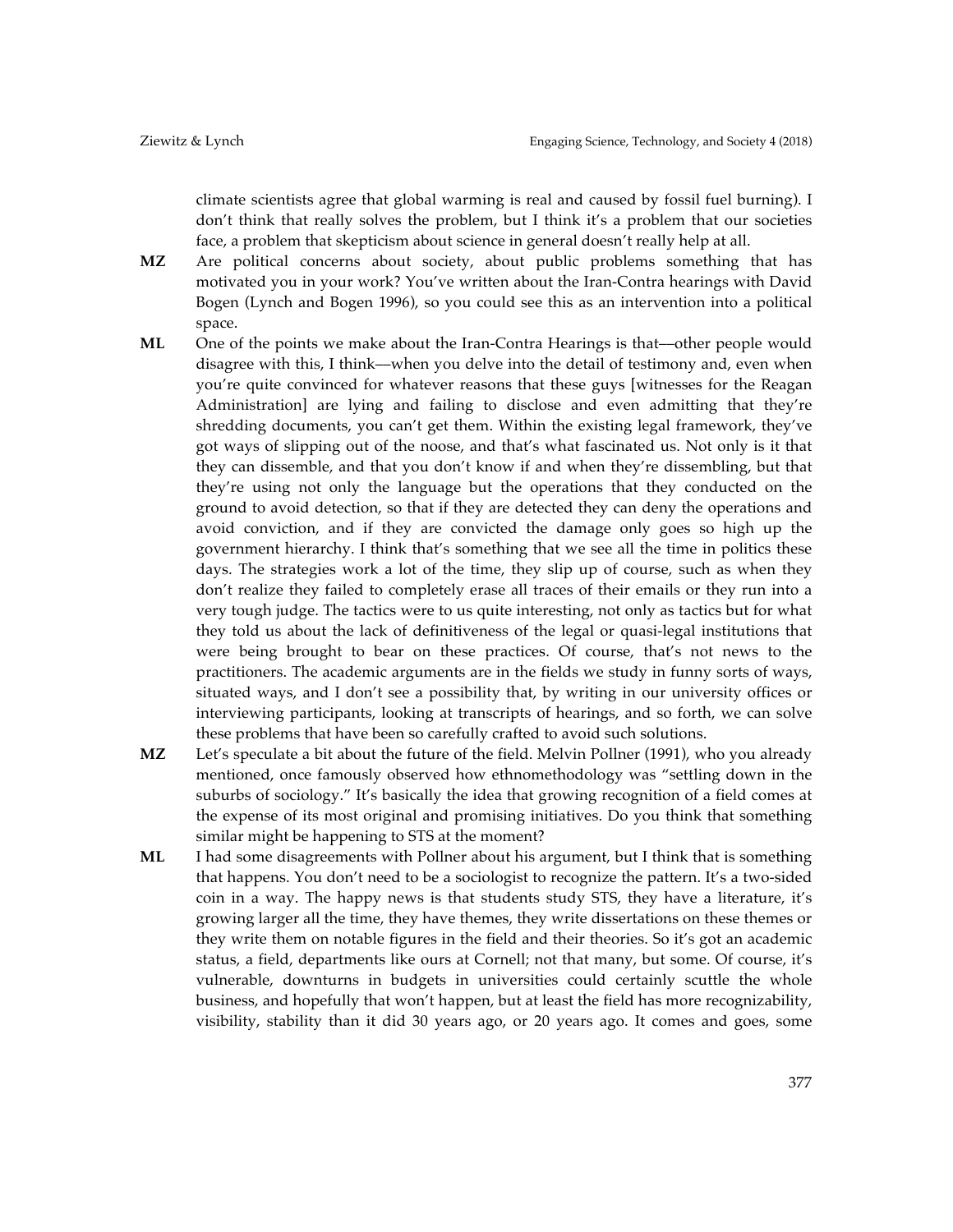climate scientists agree that global warming is real and caused by fossil fuel burning). I don't think that really solves the problem, but I think it's a problem that our societies face, a problem that skepticism about science in general doesn't really help at all.

**MZ** Are political concerns about society, about public problems something that has motivated you in your work? You've written about the Iran-Contra hearings with David Bogen (Lynch and Bogen 1996), so you could see this as an intervention into a political space.

**ML** One of the points we make about the Iran-Contra Hearings is that—other people would disagree with this, I think—when you delve into the detail of testimony and, even when you're quite convinced for whatever reasons that these guys [witnesses for the Reagan Administration] are lying and failing to disclose and even admitting that they're shredding documents, you can't get them. Within the existing legal framework, they've got ways of slipping out of the noose, and that's what fascinated us. Not only is it that they can dissemble, and that you don't know if and when they're dissembling, but that they're using not only the language but the operations that they conducted on the ground to avoid detection, so that if they are detected they can deny the operations and avoid conviction, and if they are convicted the damage only goes so high up the government hierarchy. I think that's something that we see all the time in politics these days. The strategies work a lot of the time, they slip up of course, such as when they don't realize they failed to completely erase all traces of their emails or they run into a very tough judge. The tactics were to us quite interesting, not only as tactics but for what they told us about the lack of definitiveness of the legal or quasi-legal institutions that were being brought to bear on these practices. Of course, that's not news to the practitioners. The academic arguments are in the fields we study in funny sorts of ways, situated ways, and I don't see a possibility that, by writing in our university offices or interviewing participants, looking at transcripts of hearings, and so forth, we can solve these problems that have been so carefully crafted to avoid such solutions.

**MZ** Let's speculate a bit about the future of the field. Melvin Pollner (1991), who you already mentioned, once famously observed how ethnomethodology was "settling down in the suburbs of sociology." It's basically the idea that growing recognition of a field comes at the expense of its most original and promising initiatives. Do you think that something similar might be happening to STS at the moment?

**ML** I had some disagreements with Pollner about his argument, but I think that is something that happens. You don't need to be a sociologist to recognize the pattern. It's a two-sided coin in a way. The happy news is that students study STS, they have a literature, it's growing larger all the time, they have themes, they write dissertations on these themes or they write them on notable figures in the field and their theories. So it's got an academic status, a field, departments like ours at Cornell; not that many, but some. Of course, it's vulnerable, downturns in budgets in universities could certainly scuttle the whole business, and hopefully that won't happen, but at least the field has more recognizability, visibility, stability than it did 30 years ago, or 20 years ago. It comes and goes, some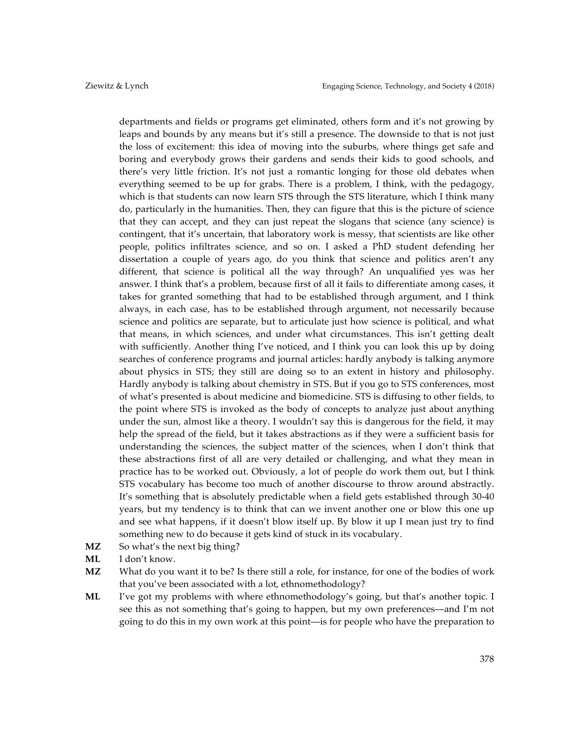departments and fields or programs get eliminated, others form and it's not growing by leaps and bounds by any means but it's still a presence. The downside to that is not just the loss of excitement: this idea of moving into the suburbs, where things get safe and boring and everybody grows their gardens and sends their kids to good schools, and there's very little friction. It's not just a romantic longing for those old debates when everything seemed to be up for grabs. There is a problem, I think, with the pedagogy, which is that students can now learn STS through the STS literature, which I think many do, particularly in the humanities. Then, they can figure that this is the picture of science that they can accept, and they can just repeat the slogans that science (any science) is contingent, that it's uncertain, that laboratory work is messy, that scientists are like other people, politics infiltrates science, and so on. I asked a PhD student defending her dissertation a couple of years ago, do you think that science and politics aren't any different, that science is political all the way through? An unqualified yes was her answer. I think that's a problem, because first of all it fails to differentiate among cases, it takes for granted something that had to be established through argument, and I think always, in each case, has to be established through argument, not necessarily because science and politics are separate, but to articulate just how science is political, and what that means, in which sciences, and under what circumstances. This isn't getting dealt with sufficiently. Another thing I've noticed, and I think you can look this up by doing searches of conference programs and journal articles: hardly anybody is talking anymore about physics in STS; they still are doing so to an extent in history and philosophy. Hardly anybody is talking about chemistry in STS. But if you go to STS conferences, most of what's presented is about medicine and biomedicine. STS is diffusing to other fields, to the point where STS is invoked as the body of concepts to analyze just about anything under the sun, almost like a theory. I wouldn't say this is dangerous for the field, it may help the spread of the field, but it takes abstractions as if they were a sufficient basis for understanding the sciences, the subject matter of the sciences, when I don't think that these abstractions first of all are very detailed or challenging, and what they mean in practice has to be worked out. Obviously, a lot of people do work them out, but I think STS vocabulary has become too much of another discourse to throw around abstractly. It's something that is absolutely predictable when a field gets established through 30-40 years, but my tendency is to think that can we invent another one or blow this one up and see what happens, if it doesn't blow itself up. By blow it up I mean just try to find something new to do because it gets kind of stuck in its vocabulary.

**MZ** So what's the next big thing?

**ML** I don't know.

**MZ** What do you want it to be? Is there still a role, for instance, for one of the bodies of work that you've been associated with a lot, ethnomethodology?

**ML** I've got my problems with where ethnomethodology's going, but that's another topic. I see this as not something that's going to happen, but my own preferences—and I'm not going to do this in my own work at this point—is for people who have the preparation to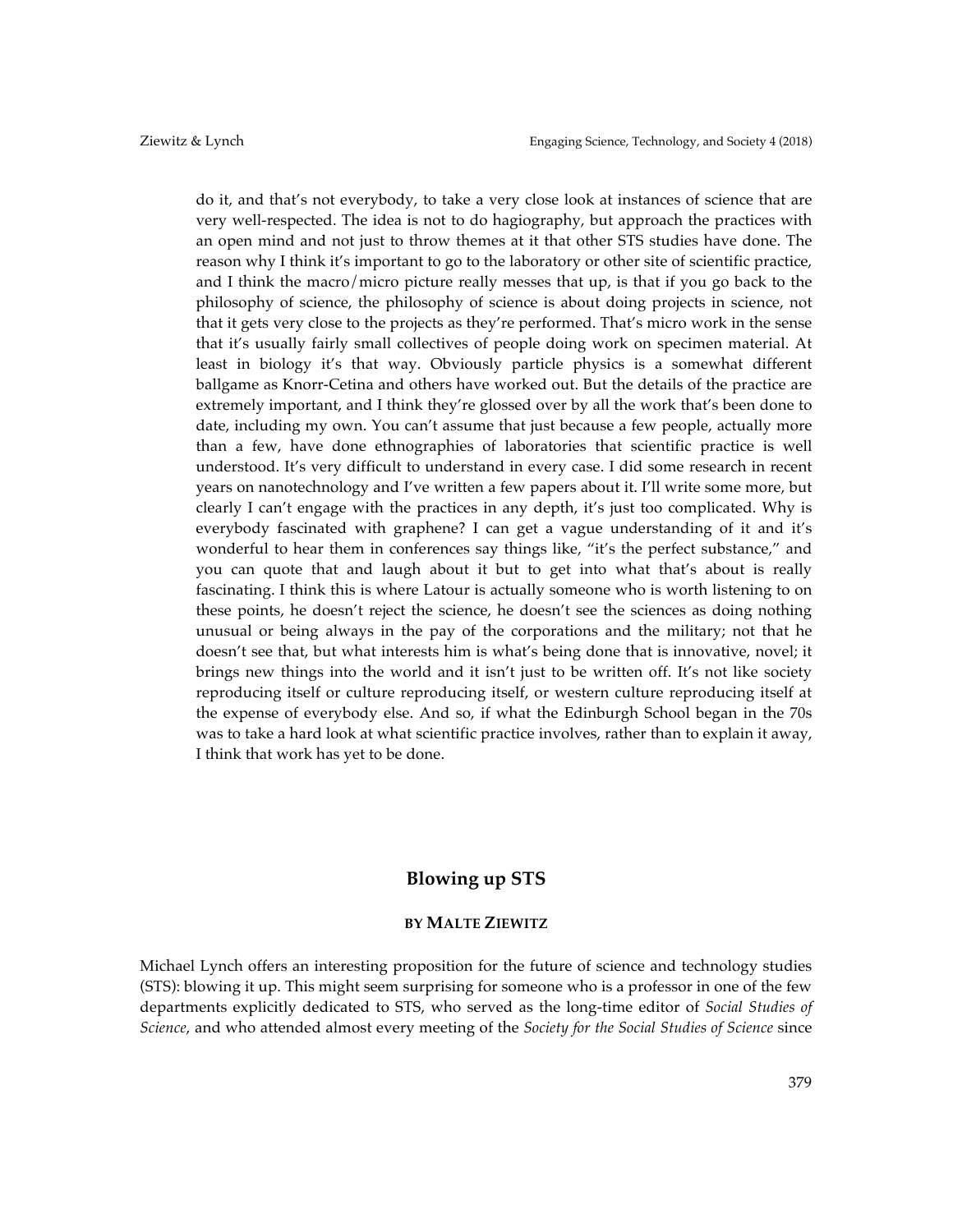do it, and that's not everybody, to take a very close look at instances of science that are very well-respected. The idea is not to do hagiography, but approach the practices with an open mind and not just to throw themes at it that other STS studies have done. The reason why I think it's important to go to the laboratory or other site of scientific practice, and I think the macro/micro picture really messes that up, is that if you go back to the philosophy of science, the philosophy of science is about doing projects in science, not that it gets very close to the projects as they're performed. That's micro work in the sense that it's usually fairly small collectives of people doing work on specimen material. At least in biology it's that way. Obviously particle physics is a somewhat different ballgame as Knorr-Cetina and others have worked out. But the details of the practice are extremely important, and I think they're glossed over by all the work that's been done to date, including my own. You can't assume that just because a few people, actually more than a few, have done ethnographies of laboratories that scientific practice is well understood. It's very difficult to understand in every case. I did some research in recent years on nanotechnology and I've written a few papers about it. I'll write some more, but clearly I can't engage with the practices in any depth, it's just too complicated. Why is everybody fascinated with graphene? I can get a vague understanding of it and it's wonderful to hear them in conferences say things like, "it's the perfect substance," and you can quote that and laugh about it but to get into what that's about is really fascinating. I think this is where Latour is actually someone who is worth listening to on these points, he doesn't reject the science, he doesn't see the sciences as doing nothing unusual or being always in the pay of the corporations and the military; not that he doesn't see that, but what interests him is what's being done that is innovative, novel; it brings new things into the world and it isn't just to be written off. It's not like society reproducing itself or culture reproducing itself, or western culture reproducing itself at the expense of everybody else. And so, if what the Edinburgh School began in the 70s was to take a hard look at what scientific practice involves, rather than to explain it away, I think that work has yet to be done.

## Blowing up STS

### BY MALTE ZIEWITZ

Michael Lynch offers an interesting proposition for the future of science and technology studies (STS): blowing it up. This might seem surprising for someone who is a professor in one of the few departments explicitly dedicated to STS, who served as the long-time editor of *Social Studies of Science*, and who attended almost every meeting of the *Society for the Social Studies of Science* since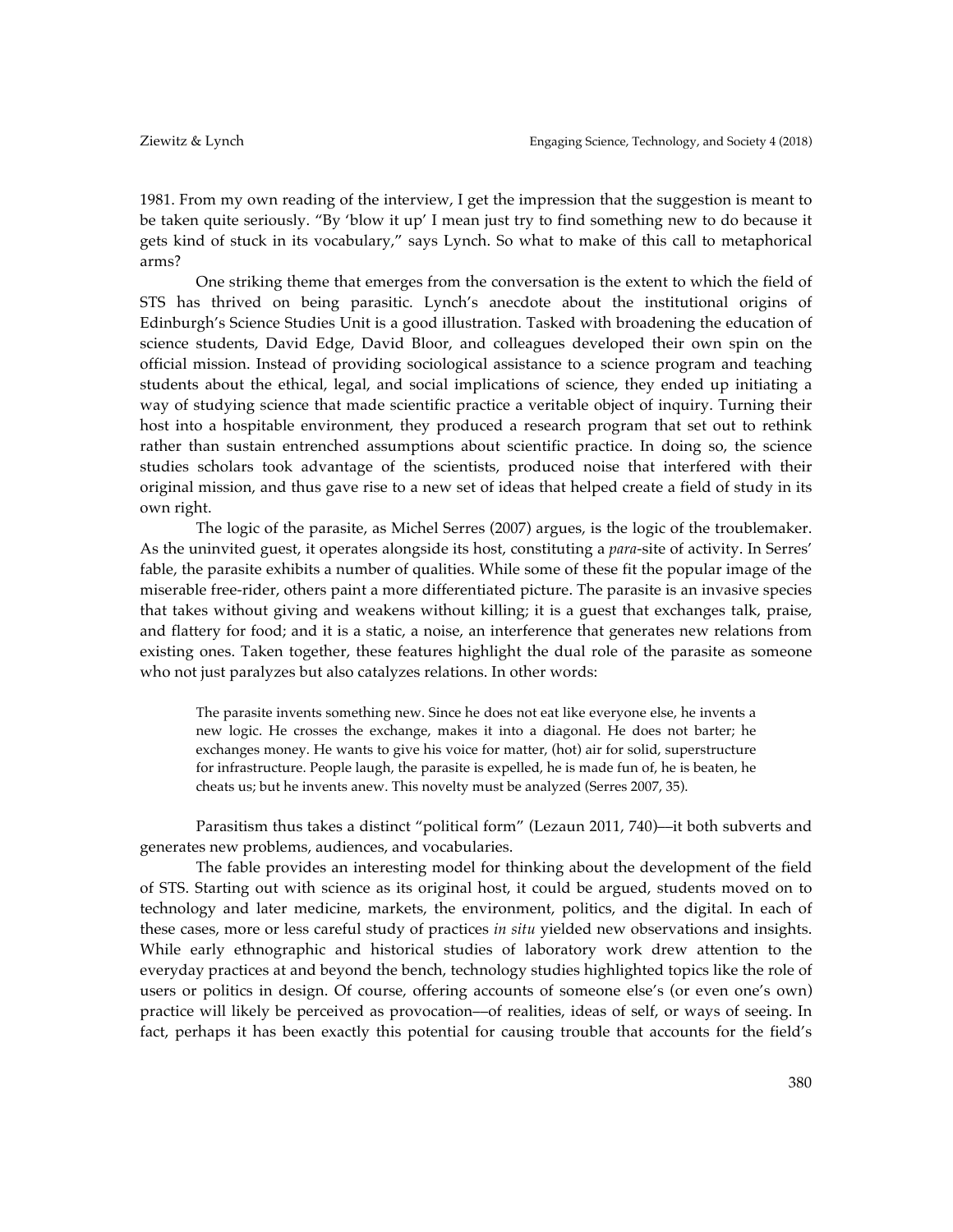1981. From my own reading of the interview, I get the impression that the suggestion is meant to be taken quite seriously. "By 'blow it up' I mean just try to find something new to do because it gets kind of stuck in its vocabulary," says Lynch. So what to make of this call to metaphorical arms?

One striking theme that emerges from the conversation is the extent to which the field of STS has thrived on being parasitic. Lynch's anecdote about the institutional origins of Edinburgh's Science Studies Unit is a good illustration. Tasked with broadening the education of science students, David Edge, David Bloor, and colleagues developed their own spin on the official mission. Instead of providing sociological assistance to a science program and teaching students about the ethical, legal, and social implications of science, they ended up initiating a way of studying science that made scientific practice a veritable object of inquiry. Turning their host into a hospitable environment, they produced a research program that set out to rethink rather than sustain entrenched assumptions about scientific practice. In doing so, the science studies scholars took advantage of the scientists, produced noise that interfered with their original mission, and thus gave rise to a new set of ideas that helped create a field of study in its own right.

The logic of the parasite, as Michel Serres (2007) argues, is the logic of the troublemaker. As the uninvited guest, it operates alongside its host, constituting a *para*-site of activity. In Serres' fable, the parasite exhibits a number of qualities. While some of these fit the popular image of the miserable free-rider, others paint a more differentiated picture. The parasite is an invasive species that takes without giving and weakens without killing; it is a guest that exchanges talk, praise, and flattery for food; and it is a static, a noise, an interference that generates new relations from existing ones. Taken together, these features highlight the dual role of the parasite as someone who not just paralyzes but also catalyzes relations. In other words:

> The parasite invents something new. Since he does not eat like everyone else, he invents a new logic. He crosses the exchange, makes it into a diagonal. He does not barter; he exchanges money. He wants to give his voice for matter, (hot) air for solid, superstructure for infrastructure. People laugh, the parasite is expelled, he is made fun of, he is beaten, he cheats us; but he invents anew. This novelty must be analyzed (Serres 2007, 35).

Parasitism thus takes a distinct "political form" (Lezaun 2011, 740)—it both subverts and generates new problems, audiences, and vocabularies.

The fable provides an interesting model for thinking about the development of the field of STS. Starting out with science as its original host, it could be argued, students moved on to technology and later medicine, markets, the environment, politics, and the digital. In each of these cases, more or less careful study of practices *in situ* yielded new observations and insights. While early ethnographic and historical studies of laboratory work drew attention to the everyday practices at and beyond the bench, technology studies highlighted topics like the role of users or politics in design. Of course, offering accounts of someone else's (or even one's own) practice will likely be perceived as provocation—of realities, ideas of self, or ways of seeing. In fact, perhaps it has been exactly this potential for causing trouble that accounts for the field's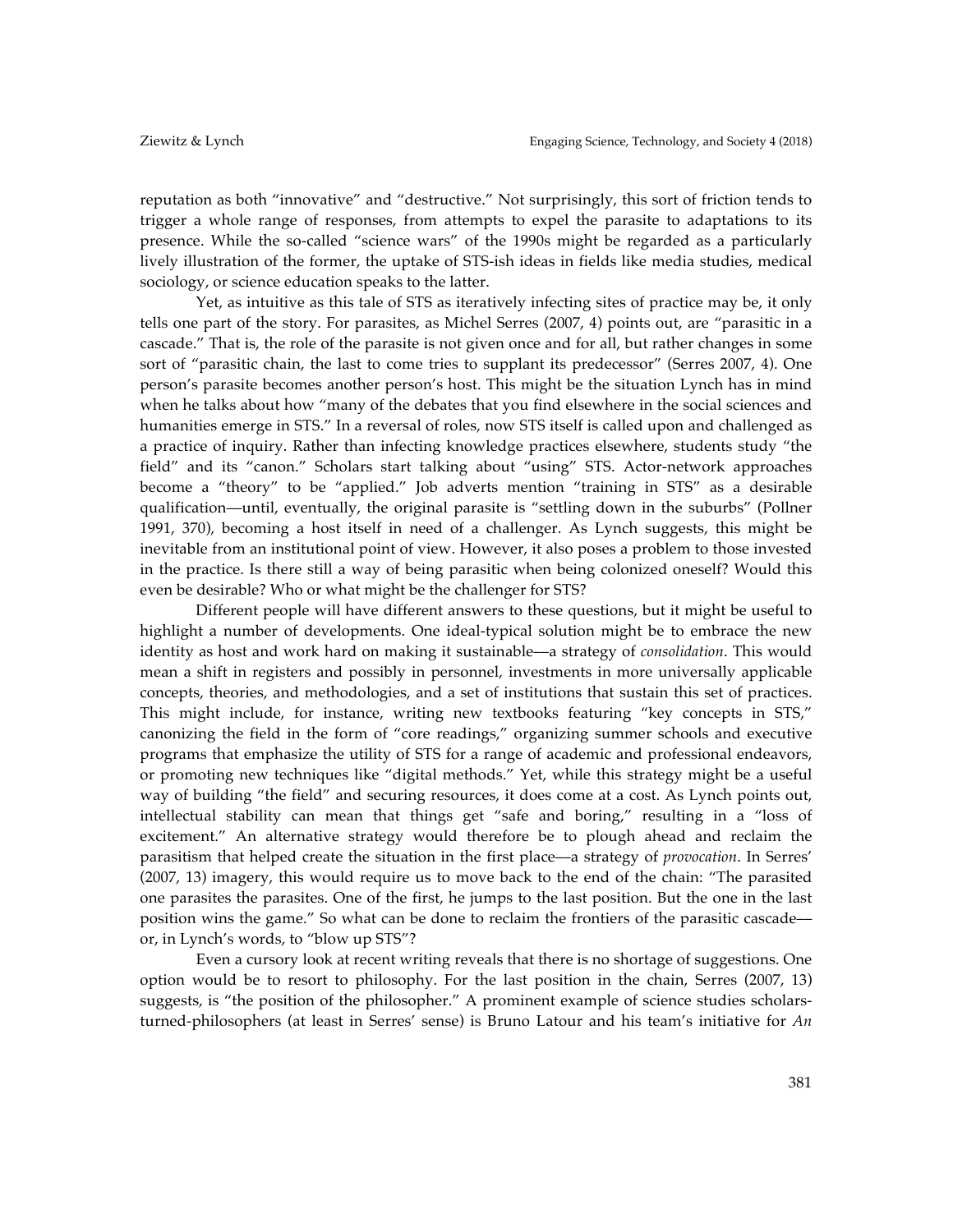reputation as both "innovative" and "destructive." Not surprisingly, this sort of friction tends to trigger a whole range of responses, from attempts to expel the parasite to adaptations to its presence. While the so-called "science wars" of the 1990s might be regarded as a particularly lively illustration of the former, the uptake of STS-ish ideas in fields like media studies, medical sociology, or science education speaks to the latter.

Yet, as intuitive as this tale of STS as iteratively infecting sites of practice may be, it only tells one part of the story. For parasites, as Michel Serres (2007, 4) points out, are "parasitic in a cascade." That is, the role of the parasite is not given once and for all, but rather changes in some sort of "parasitic chain, the last to come tries to supplant its predecessor" (Serres 2007, 4). One person's parasite becomes another person's host. This might be the situation Lynch has in mind when he talks about how "many of the debates that you find elsewhere in the social sciences and humanities emerge in STS." In a reversal of roles, now STS itself is called upon and challenged as a practice of inquiry. Rather than infecting knowledge practices elsewhere, students study "the field" and its "canon." Scholars start talking about "using" STS. Actor-network approaches become a "theory" to be "applied." Job adverts mention "training in STS" as a desirable qualification—until, eventually, the original parasite is "settling down in the suburbs" (Pollner 1991, 370), becoming a host itself in need of a challenger. As Lynch suggests, this might be inevitable from an institutional point of view. However, it also poses a problem to those invested in the practice. Is there still a way of being parasitic when being colonized oneself? Would this even be desirable? Who or what might be the challenger for STS?

Different people will have different answers to these questions, but it might be useful to highlight a number of developments. One ideal-typical solution might be to embrace the new identity as host and work hard on making it sustainable—a strategy of *consolidation*. This would mean a shift in registers and possibly in personnel, investments in more universally applicable concepts, theories, and methodologies, and a set of institutions that sustain this set of practices. This might include, for instance, writing new textbooks featuring "key concepts in STS," canonizing the field in the form of "core readings," organizing summer schools and executive programs that emphasize the utility of STS for a range of academic and professional endeavors, or promoting new techniques like "digital methods." Yet, while this strategy might be a useful way of building "the field" and securing resources, it does come at a cost. As Lynch points out, intellectual stability can mean that things get "safe and boring," resulting in a "loss of excitement." An alternative strategy would therefore be to plough ahead and reclaim the parasitism that helped create the situation in the first place—a strategy of *provocation*. In Serres' (2007, 13) imagery, this would require us to move back to the end of the chain: "The parasited one parasites the parasites. One of the first, he jumps to the last position. But the one in the last position wins the game." So what can be done to reclaim the frontiers of the parasitic cascade—or, in Lynch's words, to "blow up STS"?

Even a cursory look at recent writing reveals that there is no shortage of suggestions. One option would be to resort to philosophy. For the last position in the chain, Serres (2007, 13) suggests, is "the position of the philosopher." A prominent example of science studies scholars-turned-philosophers (at least in Serres' sense) is Bruno Latour and his team's initiative for *An*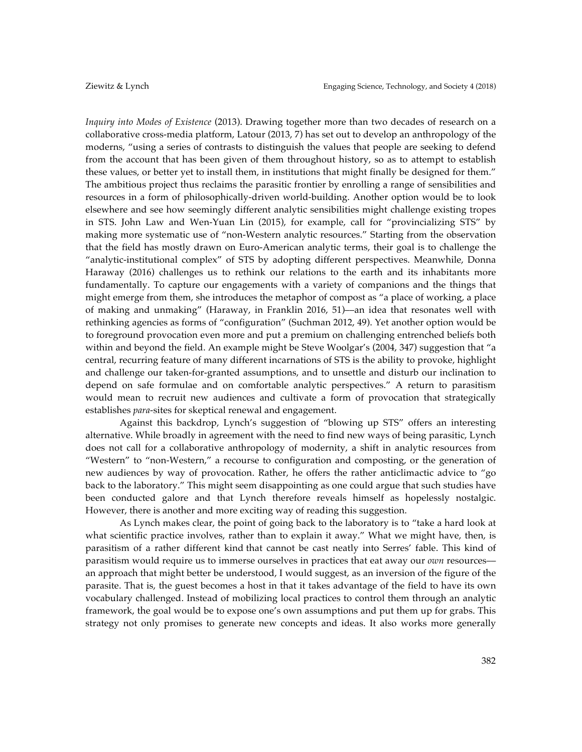*Inquiry into Modes of Existence* (2013). Drawing together more than two decades of research on a collaborative cross-media platform, Latour (2013, 7) has set out to develop an anthropology of the moderns, "using a series of contrasts to distinguish the values that people are seeking to defend from the account that has been given of them throughout history, so as to attempt to establish these values, or better yet to install them, in institutions that might finally be designed for them." The ambitious project thus reclaims the parasitic frontier by enrolling a range of sensibilities and resources in a form of philosophically-driven world-building. Another option would be to look elsewhere and see how seemingly different analytic sensibilities might challenge existing tropes in STS. John Law and Wen-Yuan Lin (2015), for example, call for "provincializing STS" by making more systematic use of "non-Western analytic resources." Starting from the observation that the field has mostly drawn on Euro-American analytic terms, their goal is to challenge the "analytic-institutional complex" of STS by adopting different perspectives. Meanwhile, Donna Haraway (2016) challenges us to rethink our relations to the earth and its inhabitants more fundamentally. To capture our engagements with a variety of companions and the things that might emerge from them, she introduces the metaphor of compost as "a place of working, a place of making and unmaking" (Haraway, in Franklin 2016, 51)—an idea that resonates well with rethinking agencies as forms of "configuration" (Suchman 2012, 49). Yet another option would be to foreground provocation even more and put a premium on challenging entrenched beliefs both within and beyond the field. An example might be Steve Woolgar's (2004, 347) suggestion that "a central, recurring feature of many different incarnations of STS is the ability to provoke, highlight and challenge our taken-for-granted assumptions, and to unsettle and disturb our inclination to depend on safe formulae and on comfortable analytic perspectives." A return to parasitism would mean to recruit new audiences and cultivate a form of provocation that strategically establishes *para*-sites for skeptical renewal and engagement.

Against this backdrop, Lynch's suggestion of "blowing up STS" offers an interesting alternative. While broadly in agreement with the need to find new ways of being parasitic, Lynch does not call for a collaborative anthropology of modernity, a shift in analytic resources from "Western" to "non-Western," a recourse to configuration and composting, or the generation of new audiences by way of provocation. Rather, he offers the rather anticlimactic advice to "go back to the laboratory." This might seem disappointing as one could argue that such studies have been conducted galore and that Lynch therefore reveals himself as hopelessly nostalgic. However, there is another and more exciting way of reading this suggestion.

As Lynch makes clear, the point of going back to the laboratory is to "take a hard look at what scientific practice involves, rather than to explain it away." What we might have, then, is parasitism of a rather different kind that cannot be cast neatly into Serres' fable. This kind of parasitism would require us to immerse ourselves in practices that eat away our *own* resources—an approach that might better be understood, I would suggest, as an inversion of the figure of the parasite. That is, the guest becomes a host in that it takes advantage of the field to have its own vocabulary challenged. Instead of mobilizing local practices to control them through an analytic framework, the goal would be to expose one's own assumptions and put them up for grabs. This strategy not only promises to generate new concepts and ideas. It also works more generally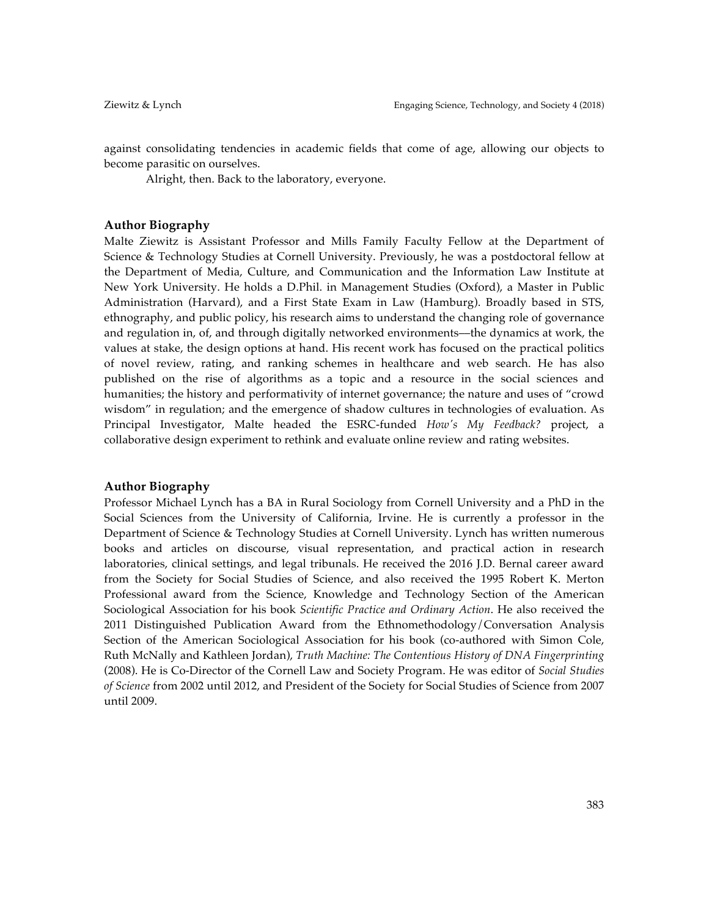against consolidating tendencies in academic fields that come of age, allowing our objects to become parasitic on ourselves.

Alright, then. Back to the laboratory, everyone.

## Author Biography

Malte Ziewitz is Assistant Professor and Mills Family Faculty Fellow at the Department of Science & Technology Studies at Cornell University. Previously, he was a postdoctoral fellow at the Department of Media, Culture, and Communication and the Information Law Institute at New York University. He holds a D.Phil. in Management Studies (Oxford), a Master in Public Administration (Harvard), and a First State Exam in Law (Hamburg). Broadly based in STS, ethnography, and public policy, his research aims to understand the changing role of governance and regulation in, of, and through digitally networked environments—the dynamics at work, the values at stake, the design options at hand. His recent work has focused on the practical politics of novel review, rating, and ranking schemes in healthcare and web search. He has also published on the rise of algorithms as a topic and a resource in the social sciences and humanities; the history and performativity of internet governance; the nature and uses of "crowd wisdom" in regulation; and the emergence of shadow cultures in technologies of evaluation. As Principal Investigator, Malte headed the ESRC-funded *How's My Feedback?* project, a collaborative design experiment to rethink and evaluate online review and rating websites.

## Author Biography

Professor Michael Lynch has a BA in Rural Sociology from Cornell University and a PhD in the Social Sciences from the University of California, Irvine. He is currently a professor in the Department of Science & Technology Studies at Cornell University. Lynch has written numerous books and articles on discourse, visual representation, and practical action in research laboratories, clinical settings, and legal tribunals. He received the 2016 J.D. Bernal career award from the Society for Social Studies of Science, and also received the 1995 Robert K. Merton Professional award from the Science, Knowledge and Technology Section of the American Sociological Association for his book *Scientific Practice and Ordinary Action*. He also received the 2011 Distinguished Publication Award from the Ethnomethodology/Conversation Analysis Section of the American Sociological Association for his book (co-authored with Simon Cole, Ruth McNally and Kathleen Jordan), *Truth Machine: The Contentious History of DNA Fingerprinting* (2008). He is Co-Director of the Cornell Law and Society Program. He was editor of *Social Studies of Science* from 2002 until 2012, and President of the Society for Social Studies of Science from 2007 until 2009.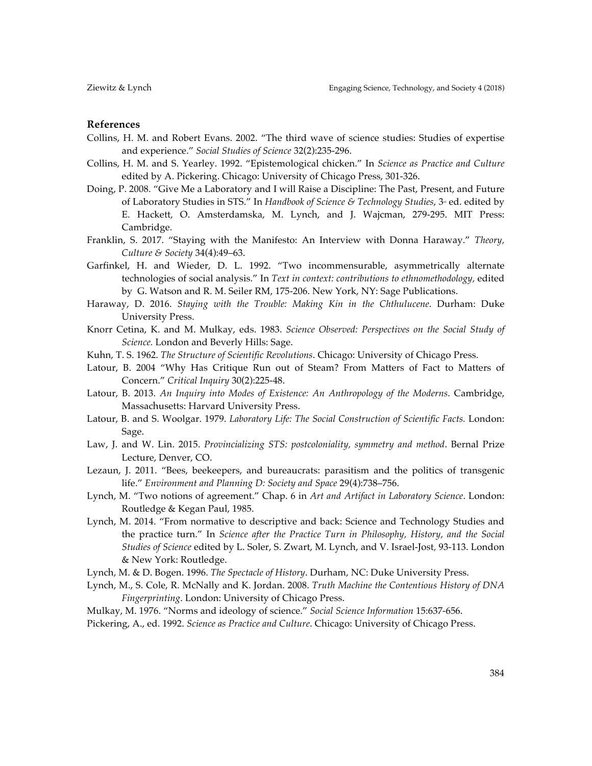## References

Collins, H. M. and Robert Evans. 2002. "The third wave of science studies: Studies of expertise and experience." *Social Studies of Science* 32(2):235-296.

Collins, H. M. and S. Yearley. 1992. "Epistemological chicken." In *Science as Practice and Culture* edited by A. Pickering. Chicago: University of Chicago Press, 301-326.

Doing, P. 2008. "Give Me a Laboratory and I will Raise a Discipline: The Past, Present, and Future of Laboratory Studies in STS." In *Handbook of Science & Technology Studies*, 3rd ed. edited by E. Hackett, O. Amsterdamska, M. Lynch, and J. Wajcman, 279-295. MIT Press: Cambridge.

Franklin, S. 2017. "Staying with the Manifesto: An Interview with Donna Haraway." *Theory, Culture & Society* 34(4):49–63.

Garfinkel, H. and Wieder, D. L. 1992. "Two incommensurable, asymmetrically alternate technologies of social analysis." In *Text in context: contributions to ethnomethodology*, edited by G. Watson and R. M. Seiler RM, 175-206. New York, NY: Sage Publications.

Haraway, D. 2016. *Staying with the Trouble: Making Kin in the Chthulucene*. Durham: Duke University Press.

Knorr Cetina, K. and M. Mulkay, eds. 1983. *Science Observed: Perspectives on the Social Study of Science.* London and Beverly Hills: Sage.

Kuhn, T. S. 1962. *The Structure of Scientific Revolutions*. Chicago: University of Chicago Press.

Latour, B. 2004 "Why Has Critique Run out of Steam? From Matters of Fact to Matters of Concern." *Critical Inquiry* 30(2):225-48.

Latour, B. 2013. *An Inquiry into Modes of Existence: An Anthropology of the Moderns*. Cambridge, Massachusetts: Harvard University Press.

Latour, B. and S. Woolgar. 1979. *Laboratory Life: The Social Construction of Scientific Facts.* London: Sage.

Law, J. and W. Lin. 2015. *Provincializing STS: postcoloniality, symmetry and method*. Bernal Prize Lecture, Denver, CO.

Lezaun, J. 2011. "Bees, beekeepers, and bureaucrats: parasitism and the politics of transgenic life." *Environment and Planning D: Society and Space* 29(4):738–756.

Lynch, M. "Two notions of agreement." Chap. 6 in *Art and Artifact in Laboratory Science*. London: Routledge & Kegan Paul, 1985.

Lynch, M. 2014. "From normative to descriptive and back: Science and Technology Studies and the practice turn." In *Science after the Practice Turn in Philosophy, History, and the Social Studies of Science* edited by L. Soler, S. Zwart, M. Lynch, and V. Israel-Jost, 93-113. London & New York: Routledge.

Lynch, M. & D. Bogen. 1996. *The Spectacle of History*. Durham, NC: Duke University Press.

Lynch, M., S. Cole, R. McNally and K. Jordan. 2008. *Truth Machine the Contentious History of DNA Fingerprinting*. London: University of Chicago Press.

Mulkay, M. 1976. "Norms and ideology of science." *Social Science Information* 15:637-656.

Pickering, A., ed. 1992. *Science as Practice and Culture*. Chicago: University of Chicago Press.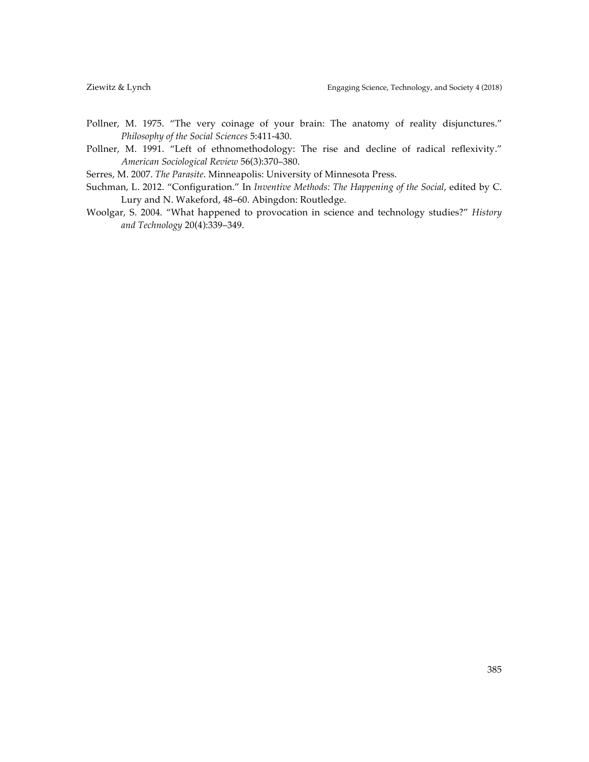Pollner, M. 1975. "The very coinage of your brain: The anatomy of reality disjunctures." *Philosophy of the Social Sciences* 5:411-430.

Pollner, M. 1991. "Left of ethnomethodology: The rise and decline of radical reflexivity." *American Sociological Review* 56(3):370–380.

Serres, M. 2007. *The Parasite*. Minneapolis: University of Minnesota Press.

Suchman, L. 2012. "Configuration." In *Inventive Methods: The Happening of the Social*, edited by C. Lury and N. Wakeford, 48–60. Abingdon: Routledge.

Woolgar, S. 2004. "What happened to provocation in science and technology studies?" *History and Technology* 20(4):339–349.